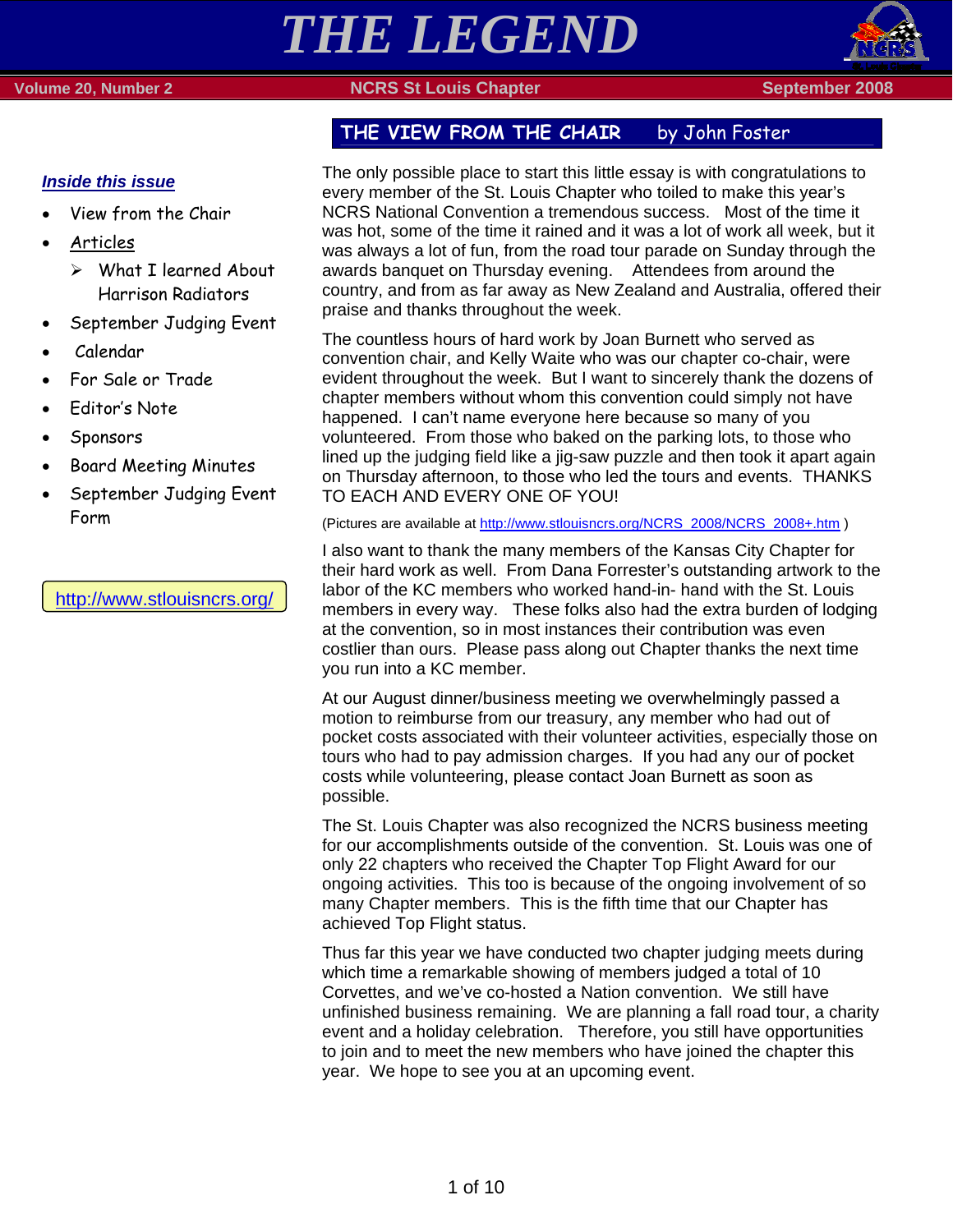# THE LEGEND

Volume 20, Number 2 — NCRS St Louis Chapter — September 2008

***Inside this issue***

- View from the Chair
- Articles
  - What I learned About Harrison Radiators
- September Judging Event
- Calendar
- For Sale or Trade
- Editor's Note
- Sponsors
- Board Meeting Minutes
- September Judging Event Form

http://www.stlouisncrs.org/

## THE VIEW FROM THE CHAIR by John Foster

The only possible place to start this little essay is with congratulations to every member of the St. Louis Chapter who toiled to make this year's NCRS National Convention a tremendous success. Most of the time it was hot, some of the time it rained and it was a lot of work all week, but it was always a lot of fun, from the road tour parade on Sunday through the awards banquet on Thursday evening. Attendees from around the country, and from as far away as New Zealand and Australia, offered their praise and thanks throughout the week.

The countless hours of hard work by Joan Burnett who served as convention chair, and Kelly Waite who was our chapter co-chair, were evident throughout the week. But I want to sincerely thank the dozens of chapter members without whom this convention could simply not have happened. I can't name everyone here because so many of you volunteered. From those who baked on the parking lots, to those who lined up the judging field like a jig-saw puzzle and then took it apart again on Thursday afternoon, to those who led the tours and events. THANKS TO EACH AND EVERY ONE OF YOU!

(Pictures are available at http://www.stlouisncrs.org/NCRS_2008/NCRS_2008+.htm )

I also want to thank the many members of the Kansas City Chapter for their hard work as well. From Dana Forrester's outstanding artwork to the labor of the KC members who worked hand-in- hand with the St. Louis members in every way. These folks also had the extra burden of lodging at the convention, so in most instances their contribution was even costlier than ours. Please pass along out Chapter thanks the next time you run into a KC member.

At our August dinner/business meeting we overwhelmingly passed a motion to reimburse from our treasury, any member who had out of pocket costs associated with their volunteer activities, especially those on tours who had to pay admission charges. If you had any our of pocket costs while volunteering, please contact Joan Burnett as soon as possible.

The St. Louis Chapter was also recognized the NCRS business meeting for our accomplishments outside of the convention. St. Louis was one of only 22 chapters who received the Chapter Top Flight Award for our ongoing activities. This too is because of the ongoing involvement of so many Chapter members. This is the fifth time that our Chapter has achieved Top Flight status.

Thus far this year we have conducted two chapter judging meets during which time a remarkable showing of members judged a total of 10 Corvettes, and we've co-hosted a Nation convention. We still have unfinished business remaining. We are planning a fall road tour, a charity event and a holiday celebration. Therefore, you still have opportunities to join and to meet the new members who have joined the chapter this year. We hope to see you at an upcoming event.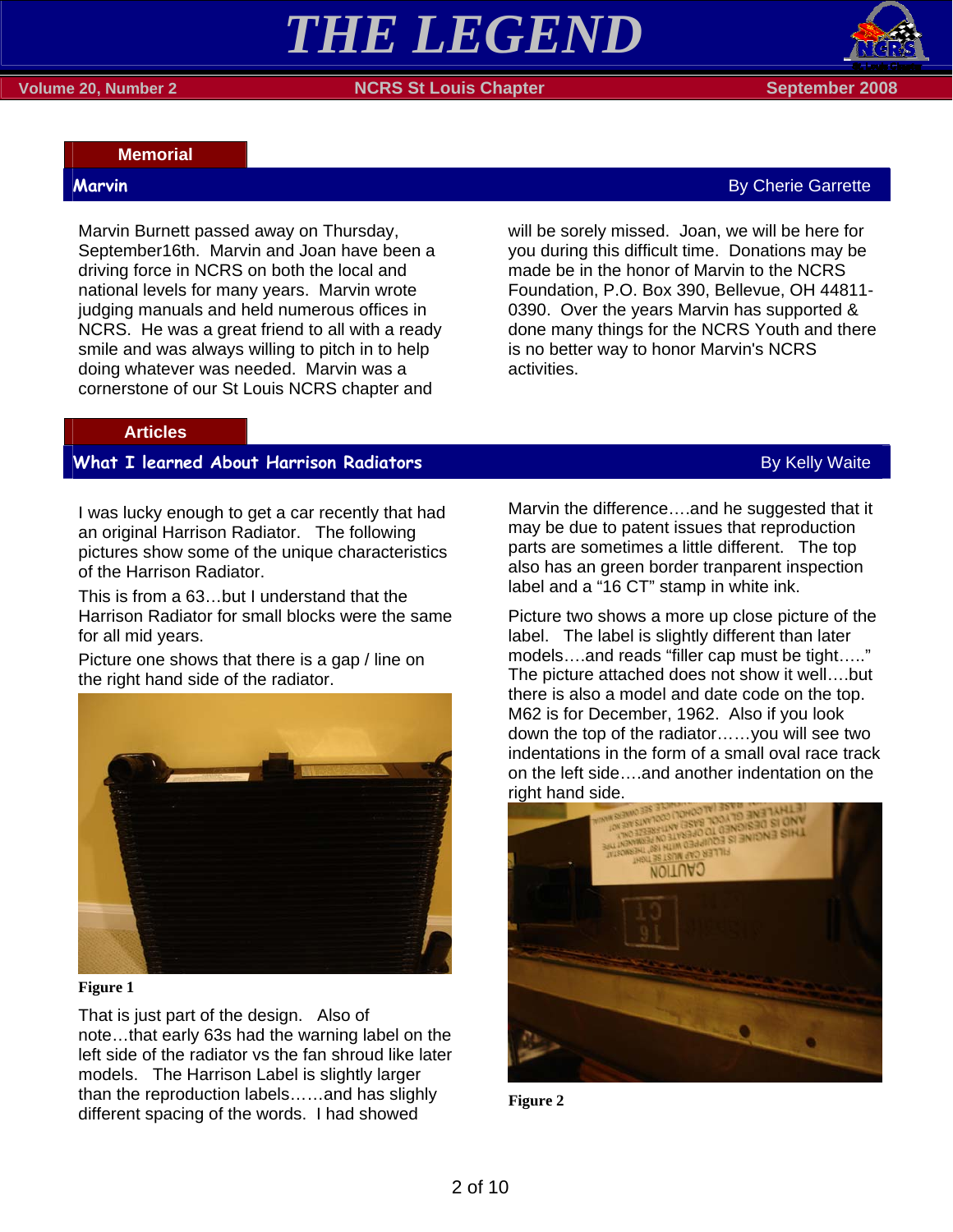## Memorial

### Marvin

By Cherie Garrette

Marvin Burnett passed away on Thursday, September16th. Marvin and Joan have been a driving force in NCRS on both the local and national levels for many years. Marvin wrote judging manuals and held numerous offices in NCRS. He was a great friend to all with a ready smile and was always willing to pitch in to help doing whatever was needed. Marvin was a cornerstone of our St Louis NCRS chapter and will be sorely missed. Joan, we will be here for you during this difficult time. Donations may be made be in the honor of Marvin to the NCRS Foundation, P.O. Box 390, Bellevue, OH 44811-0390. Over the years Marvin has supported & done many things for the NCRS Youth and there is no better way to honor Marvin's NCRS activities.

## Articles

### What I learned About Harrison Radiators

By Kelly Waite

I was lucky enough to get a car recently that had an original Harrison Radiator. The following pictures show some of the unique characteristics of the Harrison Radiator.

This is from a 63…but I understand that the Harrison Radiator for small blocks were the same for all mid years.

Picture one shows that there is a gap / line on the right hand side of the radiator.

Figure 1

That is just part of the design. Also of note…that early 63s had the warning label on the left side of the radiator vs the fan shroud like later models. The Harrison Label is slightly larger than the reproduction labels……and has slightly different spacing of the words. I had showed Marvin the difference….and he suggested that it may be due to patent issues that reproduction parts are sometimes a little different. The top also has an green border tranparent inspection label and a "16 CT" stamp in white ink.

Picture two shows a more up close picture of the label. The label is slightly different than later models….and reads "filler cap must be tight….." The picture attached does not show it well….but there is also a model and date code on the top. M62 is for December, 1962. Also if you look down the top of the radiator……you will see two indentations in the form of a small oval race track on the left side….and another indentation on the right hand side.

Figure 2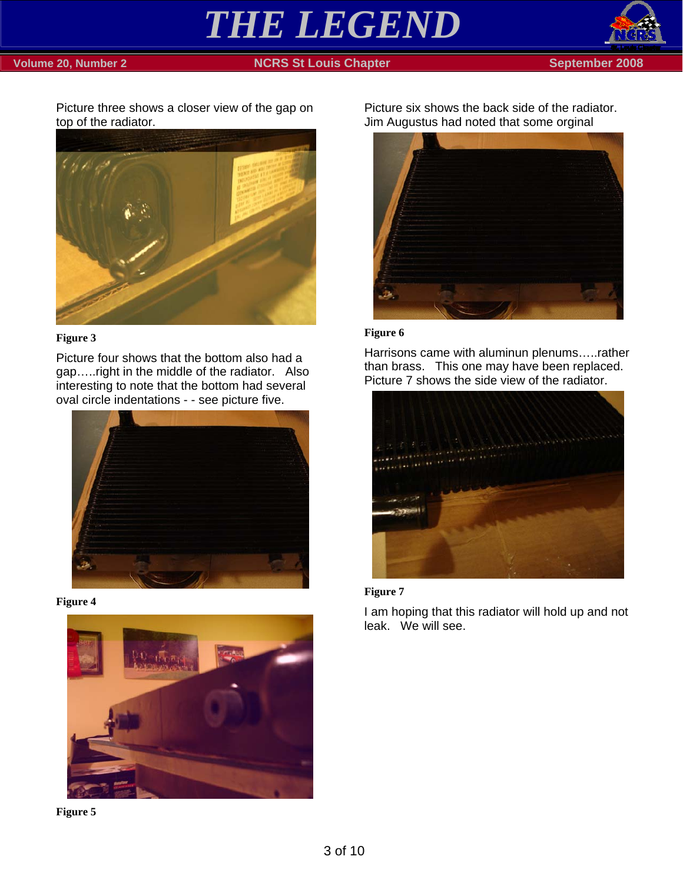Picture three shows a closer view of the gap on top of the radiator.

Figure 3

Picture four shows that the bottom also had a gap…..right in the middle of the radiator. Also interesting to note that the bottom had several oval circle indentations - - see picture five.

Figure 4

Figure 5

Picture six shows the back side of the radiator. Jim Augustus had noted that some orginal

Figure 6

Harrisons came with aluminun plenums…..rather than brass. This one may have been replaced. Picture 7 shows the side view of the radiator.

Figure 7

I am hoping that this radiator will hold up and not leak. We will see.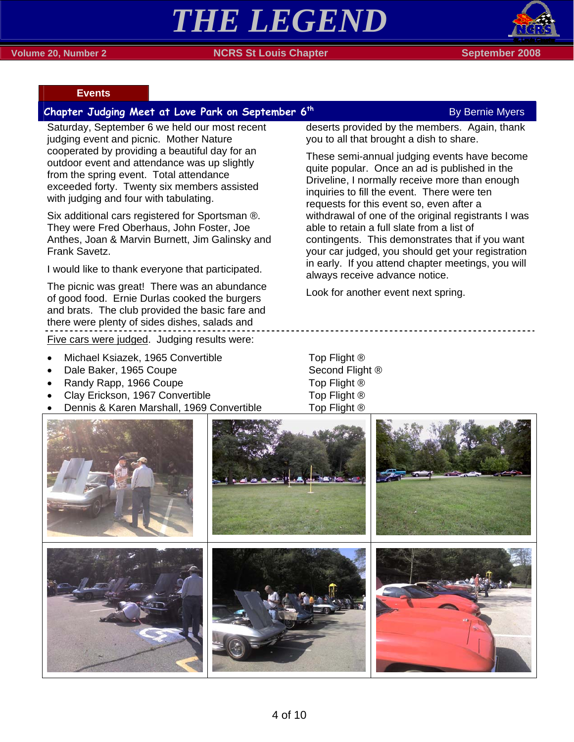# THE LEGEND

Volume 20, Number 2 — NCRS St Louis Chapter — September 2008

## Events

### Chapter Judging Meet at Love Park on September 6th

By Bernie Myers

Saturday, September 6 we held our most recent judging event and picnic. Mother Nature cooperated by providing a beautiful day for an outdoor event and attendance was up slightly from the spring event. Total attendance exceeded forty. Twenty six members assisted with judging and four with tabulating.

Six additional cars registered for Sportsman ®. They were Fred Oberhaus, John Foster, Joe Anthes, Joan & Marvin Burnett, Jim Galinsky and Frank Savetz.

I would like to thank everyone that participated.

The picnic was great! There was an abundance of good food. Ernie Durlas cooked the burgers and brats. The club provided the basic fare and there were plenty of sides dishes, salads and deserts provided by the members. Again, thank you to all that brought a dish to share.

These semi-annual judging events have become quite popular. Once an ad is published in the Driveline, I normally receive more than enough inquiries to fill the event. There were ten requests for this event so, even after a withdrawal of one of the original registrants I was able to retain a full slate from a list of contingents. This demonstrates that if you want your car judged, you should get your registration in early. If you attend chapter meetings, you will always receive advance notice.

Look for another event next spring.

---

Five cars were judged. Judging results were:

- Michael Ksiazek, 1965 Convertible — Top Flight ®
- Dale Baker, 1965 Coupe — Second Flight ®
- Randy Rapp, 1966 Coupe — Top Flight ®
- Clay Erickson, 1967 Convertible — Top Flight ®
- Dennis & Karen Marshall, 1969 Convertible — Top Flight ®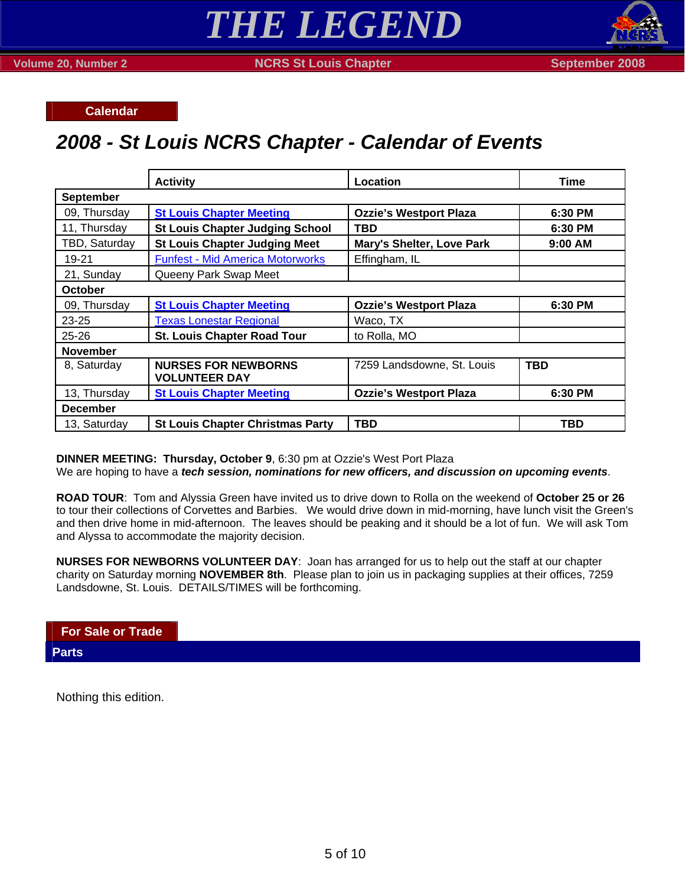## Calendar

# 2008 - St Louis NCRS Chapter - Calendar of Events

| | Activity | Location | Time |
|---|---|---|---|
| **September** | | | |
| 09, Thursday | **St Louis Chapter Meeting** | **Ozzie's Westport Plaza** | **6:30 PM** |
| 11, Thursday | **St Louis Chapter Judging School** | **TBD** | **6:30 PM** |
| TBD, Saturday | **St Louis Chapter Judging Meet** | **Mary's Shelter, Love Park** | **9:00 AM** |
| 19-21 | Funfest - Mid America Motorworks | Effingham, IL | |
| 21, Sunday | Queeny Park Swap Meet | | |
| **October** | | | |
| 09, Thursday | **St Louis Chapter Meeting** | **Ozzie's Westport Plaza** | **6:30 PM** |
| 23-25 | Texas Lonestar Regional | Waco, TX | |
| 25-26 | **St. Louis Chapter Road Tour** | to Rolla, MO | |
| **November** | | | |
| 8, Saturday | **NURSES FOR NEWBORNS VOLUNTEER DAY** | 7259 Landsdowne, St. Louis | **TBD** |
| 13, Thursday | **St Louis Chapter Meeting** | **Ozzie's Westport Plaza** | **6:30 PM** |
| **December** | | | |
| 13, Saturday | **St Louis Chapter Christmas Party** | **TBD** | **TBD** |

**DINNER MEETING: Thursday, October 9**, 6:30 pm at Ozzie's West Port Plaza
We are hoping to have a ***tech session, nominations for new officers, and discussion on upcoming events***.

**ROAD TOUR**: Tom and Alyssia Green have invited us to drive down to Rolla on the weekend of **October 25 or 26** to tour their collections of Corvettes and Barbies. We would drive down in mid-morning, have lunch visit the Green's and then drive home in mid-afternoon. The leaves should be peaking and it should be a lot of fun. We will ask Tom and Alyssa to accommodate the majority decision.

**NURSES FOR NEWBORNS VOLUNTEER DAY**: Joan has arranged for us to help out the staff at our chapter charity on Saturday morning **NOVEMBER 8th**. Please plan to join us in packaging supplies at their offices, 7259 Landsdowne, St. Louis. DETAILS/TIMES will be forthcoming.

## For Sale or Trade

### Parts

Nothing this edition.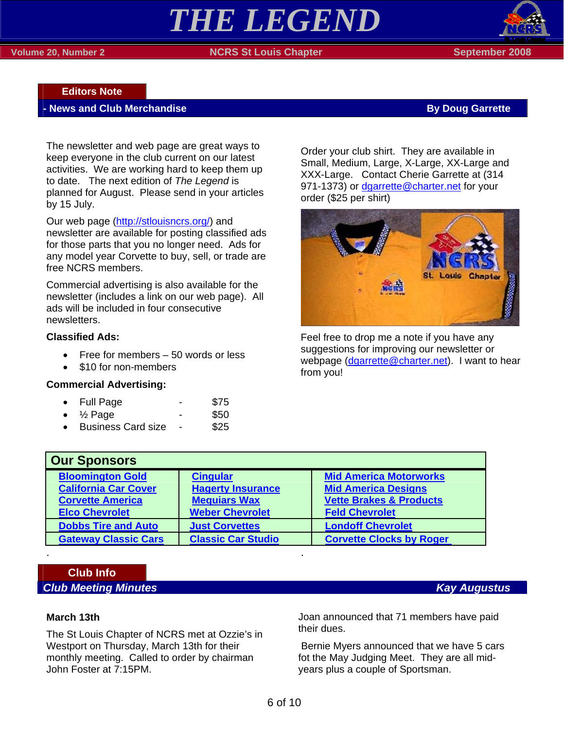# THE LEGEND

## Editors Note

### - News and Club Merchandise — By Doug Garrette

The newsletter and web page are great ways to keep everyone in the club current on our latest activities. We are working hard to keep them up to date. The next edition of *The Legend* is planned for August. Please send in your articles by 15 July.

Our web page (http://stlouisncrs.org/) and newsletter are available for posting classified ads for those parts that you no longer need. Ads for any model year Corvette to buy, sell, or trade are free NCRS members.

Commercial advertising is also available for the newsletter (includes a link on our web page). All ads will be included in four consecutive newsletters.

**Classified Ads:**

- Free for members – 50 words or less
- $10 for non-members

**Commercial Advertising:**

- Full Page - $75
- ½ Page - $50
- Business Card size - $25

Order your club shirt. They are available in Small, Medium, Large, X-Large, XX-Large and XXX-Large. Contact Cherie Garrette at (314 971-1373) or dgarrette@charter.net for your order ($25 per shirt)

Feel free to drop me a note if you have any suggestions for improving our newsletter or webpage (dgarrette@charter.net). I want to hear from you!

## Our Sponsors

| | | |
|---|---|---|
| Bloomington Gold | Cingular | Mid America Motorworks |
| California Car Cover | Hagerty Insurance | Mid America Designs |
| Corvette America | Mequiars Wax | Vette Brakes & Products |
| Elco Chevrolet | Weber Chevrolet | Feld Chevrolet |
| Dobbs Tire and Auto | Just Corvettes | Londoff Chevrolet |
| Gateway Classic Cars | Classic Car Studio | Corvette Clocks by Roger |

## Club Info

### *Club Meeting Minutes — Kay Augustus*

**March 13th**

The St Louis Chapter of NCRS met at Ozzie's in Westport on Thursday, March 13th for their monthly meeting. Called to order by chairman John Foster at 7:15PM.

Joan announced that 71 members have paid their dues.

Bernie Myers announced that we have 5 cars fot the May Judging Meet. They are all mid-years plus a couple of Sportsman.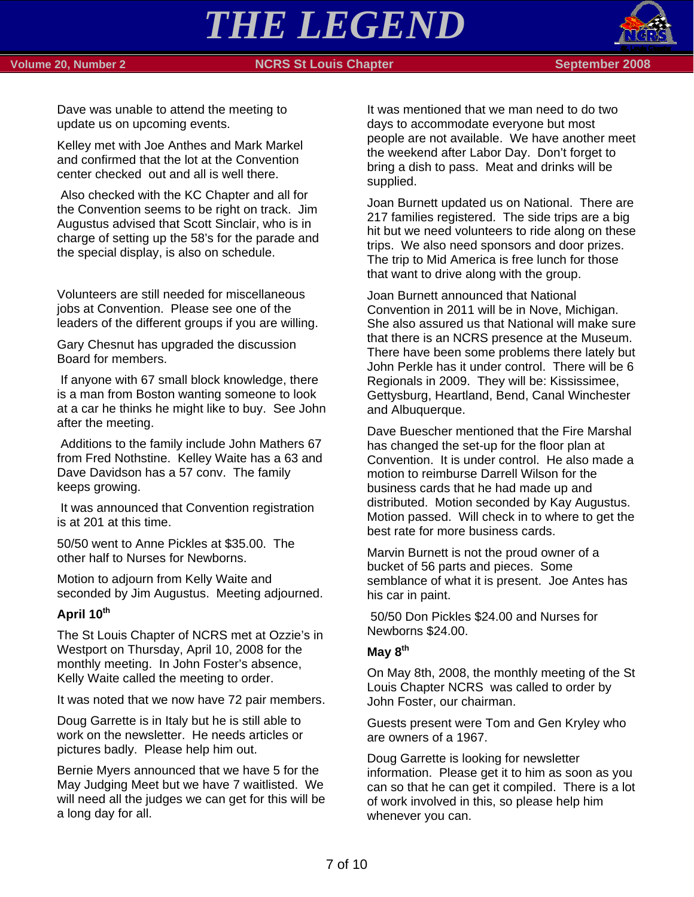Dave was unable to attend the meeting to update us on upcoming events.

Kelley met with Joe Anthes and Mark Markel and confirmed that the lot at the Convention center checked out and all is well there.

Also checked with the KC Chapter and all for the Convention seems to be right on track. Jim Augustus advised that Scott Sinclair, who is in charge of setting up the 58's for the parade and the special display, is also on schedule.

Volunteers are still needed for miscellaneous jobs at Convention. Please see one of the leaders of the different groups if you are willing.

Gary Chesnut has upgraded the discussion Board for members.

If anyone with 67 small block knowledge, there is a man from Boston wanting someone to look at a car he thinks he might like to buy. See John after the meeting.

Additions to the family include John Mathers 67 from Fred Nothstine. Kelley Waite has a 63 and Dave Davidson has a 57 conv. The family keeps growing.

It was announced that Convention registration is at 201 at this time.

50/50 went to Anne Pickles at $35.00. The other half to Nurses for Newborns.

Motion to adjourn from Kelly Waite and seconded by Jim Augustus. Meeting adjourned.

**April 10th**

The St Louis Chapter of NCRS met at Ozzie's in Westport on Thursday, April 10, 2008 for the monthly meeting. In John Foster's absence, Kelly Waite called the meeting to order.

It was noted that we now have 72 pair members.

Doug Garrette is in Italy but he is still able to work on the newsletter. He needs articles or pictures badly. Please help him out.

Bernie Myers announced that we have 5 for the May Judging Meet but we have 7 waitlisted. We will need all the judges we can get for this will be a long day for all.

It was mentioned that we man need to do two days to accommodate everyone but most people are not available. We have another meet the weekend after Labor Day. Don't forget to bring a dish to pass. Meat and drinks will be supplied.

Joan Burnett updated us on National. There are 217 families registered. The side trips are a big hit but we need volunteers to ride along on these trips. We also need sponsors and door prizes. The trip to Mid America is free lunch for those that want to drive along with the group.

Joan Burnett announced that National Convention in 2011 will be in Nove, Michigan. She also assured us that National will make sure that there is an NCRS presence at the Museum. There have been some problems there lately but John Perkle has it under control. There will be 6 Regionals in 2009. They will be: Kississimee, Gettysburg, Heartland, Bend, Canal Winchester and Albuquerque.

Dave Buescher mentioned that the Fire Marshal has changed the set-up for the floor plan at Convention. It is under control. He also made a motion to reimburse Darrell Wilson for the business cards that he had made up and distributed. Motion seconded by Kay Augustus. Motion passed. Will check in to where to get the best rate for more business cards.

Marvin Burnett is not the proud owner of a bucket of 56 parts and pieces. Some semblance of what it is present. Joe Antes has his car in paint.

50/50 Don Pickles $24.00 and Nurses for Newborns $24.00.

**May 8th**

On May 8th, 2008, the monthly meeting of the St Louis Chapter NCRS was called to order by John Foster, our chairman.

Guests present were Tom and Gen Kryley who are owners of a 1967.

Doug Garrette is looking for newsletter information. Please get it to him as soon as you can so that he can get it compiled. There is a lot of work involved in this, so please help him whenever you can.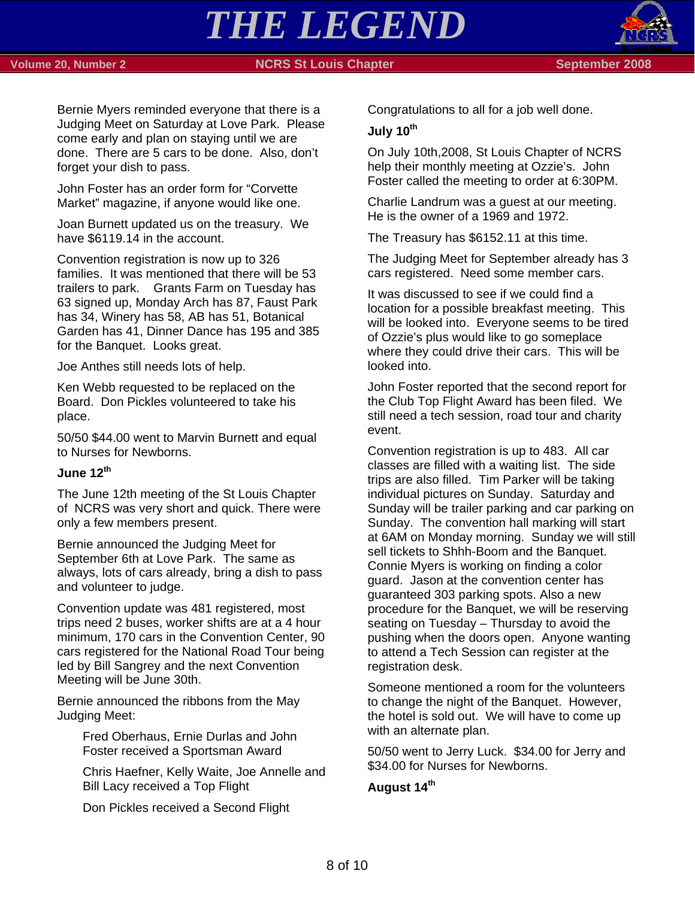Bernie Myers reminded everyone that there is a Judging Meet on Saturday at Love Park. Please come early and plan on staying until we are done. There are 5 cars to be done. Also, don't forget your dish to pass.

John Foster has an order form for "Corvette Market" magazine, if anyone would like one.

Joan Burnett updated us on the treasury. We have $6119.14 in the account.

Convention registration is now up to 326 families. It was mentioned that there will be 53 trailers to park. Grants Farm on Tuesday has 63 signed up, Monday Arch has 87, Faust Park has 34, Winery has 58, AB has 51, Botanical Garden has 41, Dinner Dance has 195 and 385 for the Banquet. Looks great.

Joe Anthes still needs lots of help.

Ken Webb requested to be replaced on the Board. Don Pickles volunteered to take his place.

50/50 $44.00 went to Marvin Burnett and equal to Nurses for Newborns.

**June 12th**

The June 12th meeting of the St Louis Chapter of NCRS was very short and quick. There were only a few members present.

Bernie announced the Judging Meet for September 6th at Love Park. The same as always, lots of cars already, bring a dish to pass and volunteer to judge.

Convention update was 481 registered, most trips need 2 buses, worker shifts are at a 4 hour minimum, 170 cars in the Convention Center, 90 cars registered for the National Road Tour being led by Bill Sangrey and the next Convention Meeting will be June 30th.

Bernie announced the ribbons from the May Judging Meet:

> Fred Oberhaus, Ernie Durlas and John Foster received a Sportsman Award
>
> Chris Haefner, Kelly Waite, Joe Annelle and Bill Lacy received a Top Flight
>
> Don Pickles received a Second Flight

Congratulations to all for a job well done.

**July 10th**

On July 10th,2008, St Louis Chapter of NCRS help their monthly meeting at Ozzie's. John Foster called the meeting to order at 6:30PM.

Charlie Landrum was a guest at our meeting. He is the owner of a 1969 and 1972.

The Treasury has $6152.11 at this time.

The Judging Meet for September already has 3 cars registered. Need some member cars.

It was discussed to see if we could find a location for a possible breakfast meeting. This will be looked into. Everyone seems to be tired of Ozzie's plus would like to go someplace where they could drive their cars. This will be looked into.

John Foster reported that the second report for the Club Top Flight Award has been filed. We still need a tech session, road tour and charity event.

Convention registration is up to 483. All car classes are filled with a waiting list. The side trips are also filled. Tim Parker will be taking individual pictures on Sunday. Saturday and Sunday will be trailer parking and car parking on Sunday. The convention hall marking will start at 6AM on Monday morning. Sunday we will still sell tickets to Shhh-Boom and the Banquet. Connie Myers is working on finding a color guard. Jason at the convention center has guaranteed 303 parking spots. Also a new procedure for the Banquet, we will be reserving seating on Tuesday – Thursday to avoid the pushing when the doors open. Anyone wanting to attend a Tech Session can register at the registration desk.

Someone mentioned a room for the volunteers to change the night of the Banquet. However, the hotel is sold out. We will have to come up with an alternate plan.

50/50 went to Jerry Luck. $34.00 for Jerry and $34.00 for Nurses for Newborns.

**August 14th**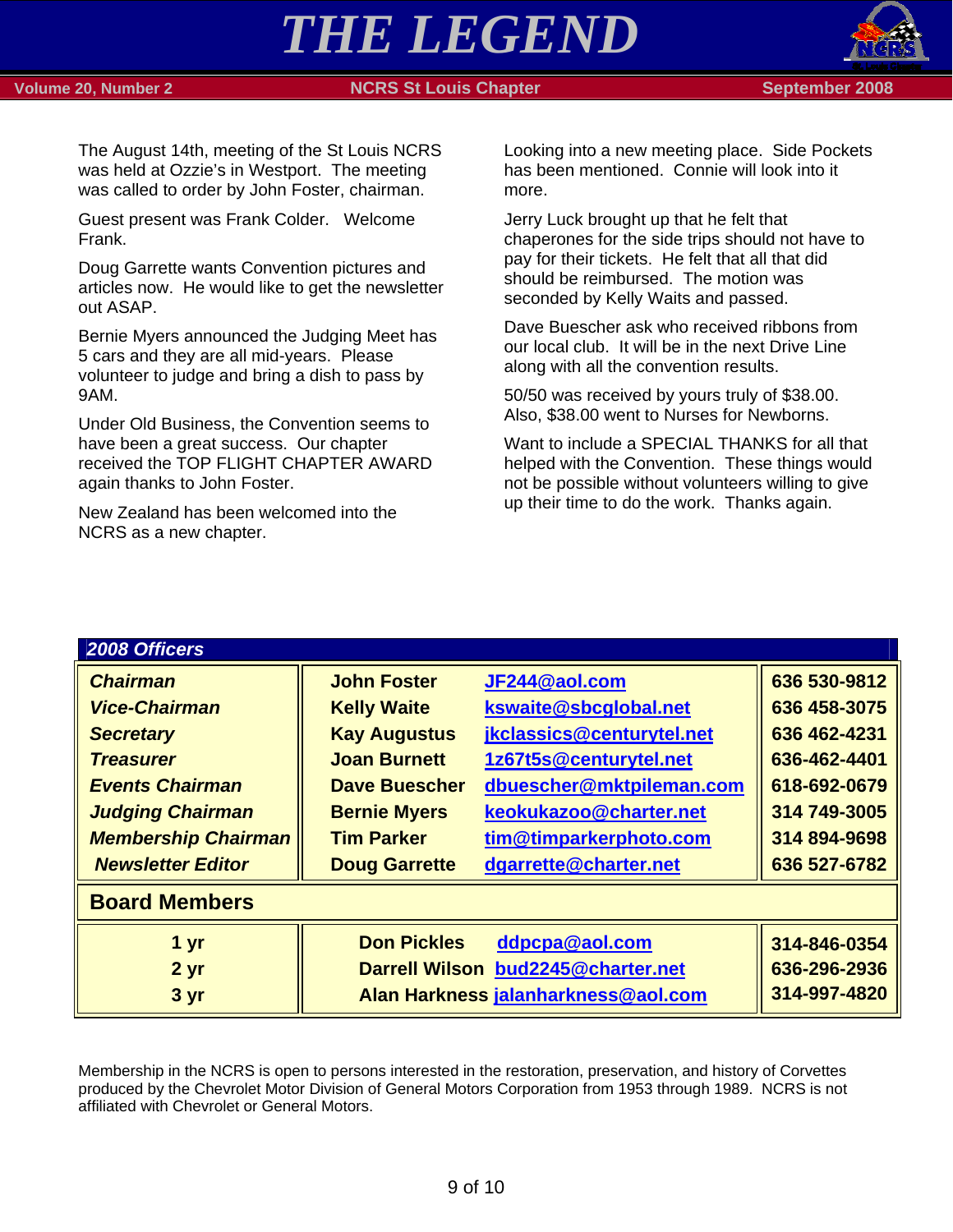The August 14th, meeting of the St Louis NCRS was held at Ozzie's in Westport. The meeting was called to order by John Foster, chairman.

Guest present was Frank Colder. Welcome Frank.

Doug Garrette wants Convention pictures and articles now. He would like to get the newsletter out ASAP.

Bernie Myers announced the Judging Meet has 5 cars and they are all mid-years. Please volunteer to judge and bring a dish to pass by 9AM.

Under Old Business, the Convention seems to have been a great success. Our chapter received the TOP FLIGHT CHAPTER AWARD again thanks to John Foster.

New Zealand has been welcomed into the NCRS as a new chapter.

Looking into a new meeting place. Side Pockets has been mentioned. Connie will look into it more.

Jerry Luck brought up that he felt that chaperones for the side trips should not have to pay for their tickets. He felt that all that did should be reimbursed. The motion was seconded by Kelly Waits and passed.

Dave Buescher ask who received ribbons from our local club. It will be in the next Drive Line along with all the convention results.

50/50 was received by yours truly of $38.00. Also, $38.00 went to Nurses for Newborns.

Want to include a SPECIAL THANKS for all that helped with the Convention. These things would not be possible without volunteers willing to give up their time to do the work. Thanks again.

## 2008 Officers

| | | | |
|---|---|---|---|
| ***Chairman*** | **John Foster** | **JF244@aol.com** | **636 530-9812** |
| ***Vice-Chairman*** | **Kelly Waite** | **kswaite@sbcglobal.net** | **636 458-3075** |
| ***Secretary*** | **Kay Augustus** | **jkclassics@centurytel.net** | **636 462-4231** |
| ***Treasurer*** | **Joan Burnett** | **1z67t5s@centurytel.net** | **636-462-4401** |
| ***Events Chairman*** | **Dave Buescher** | **dbuescher@mktpileman.com** | **618-692-0679** |
| ***Judging Chairman*** | **Bernie Myers** | **keokukazoo@charter.net** | **314 749-3005** |
| ***Membership Chairman*** | **Tim Parker** | **tim@timparkerphoto.com** | **314 894-9698** |
| ***Newsletter Editor*** | **Doug Garrette** | **dgarrette@charter.net** | **636 527-6782** |

## Board Members

| | | | |
|---|---|---|---|
| **1 yr** | **Don Pickles** | **ddpcpa@aol.com** | **314-846-0354** |
| **2 yr** | **Darrell Wilson** | **bud2245@charter.net** | **636-296-2936** |
| **3 yr** | **Alan Harkness** | **jalanharkness@aol.com** | **314-997-4820** |

Membership in the NCRS is open to persons interested in the restoration, preservation, and history of Corvettes produced by the Chevrolet Motor Division of General Motors Corporation from 1953 through 1989. NCRS is not affiliated with Chevrolet or General Motors.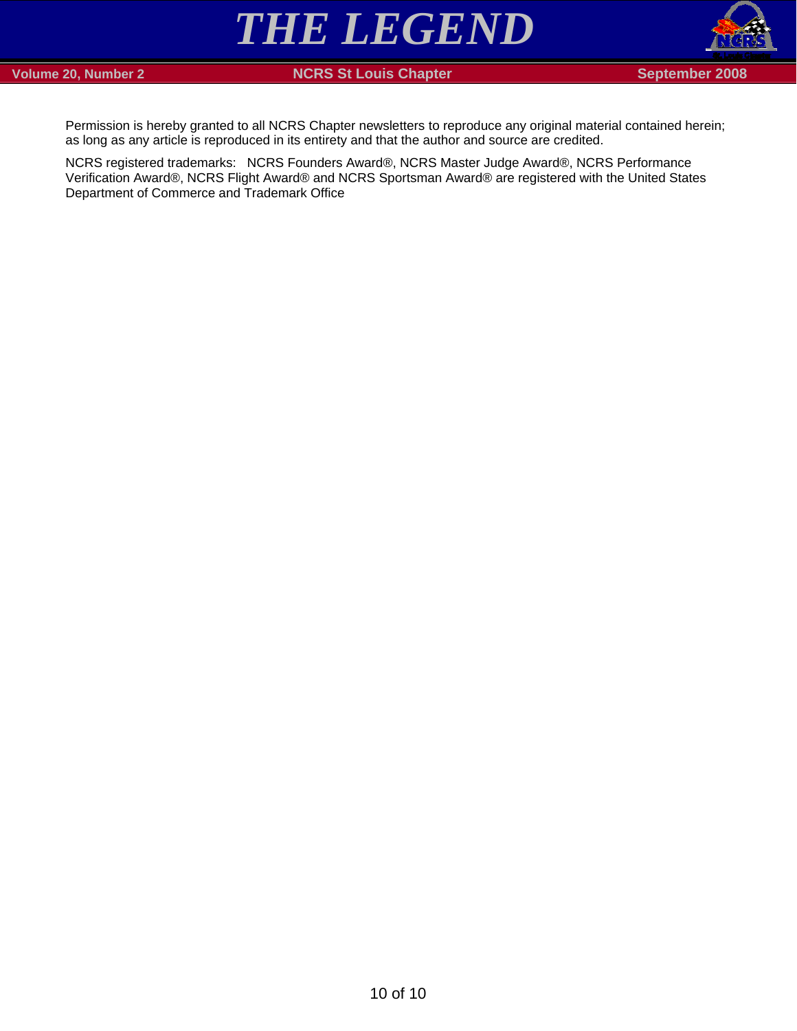Permission is hereby granted to all NCRS Chapter newsletters to reproduce any original material contained herein; as long as any article is reproduced in its entirety and that the author and source are credited.

NCRS registered trademarks: NCRS Founders Award®, NCRS Master Judge Award®, NCRS Performance Verification Award®, NCRS Flight Award® and NCRS Sportsman Award® are registered with the United States Department of Commerce and Trademark Office